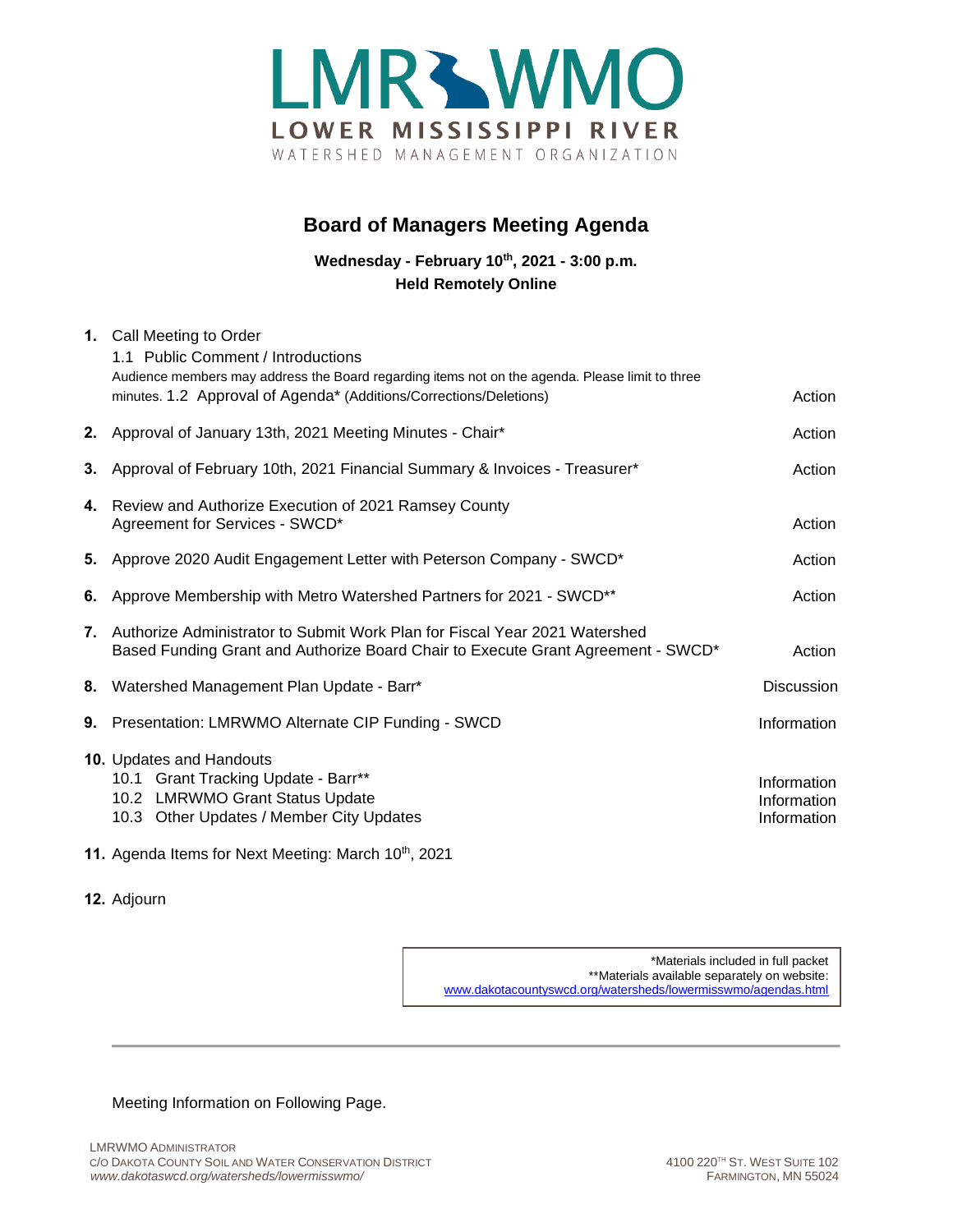# LMRWMO

**LOWER MISSISSIPPI RIVER**

WATERSHED MANAGEMENT ORGANIZATION

## Board of Managers Meeting Agenda

**Wednesday - February 10th, 2021 - 3:00 p.m.**
**Held Remotely Online**

| | | |
|---|---|---|
| **1.** | Call Meeting to Order<br>1.1 Public Comment / Introductions<br>Audience members may address the Board regarding items not on the agenda. Please limit to three minutes. 1.2 Approval of Agenda* (Additions/Corrections/Deletions) | Action |
| **2.** | Approval of January 13th, 2021 Meeting Minutes - Chair* | Action |
| **3.** | Approval of February 10th, 2021 Financial Summary & Invoices - Treasurer* | Action |
| **4.** | Review and Authorize Execution of 2021 Ramsey County Agreement for Services - SWCD* | Action |
| **5.** | Approve 2020 Audit Engagement Letter with Peterson Company - SWCD* | Action |
| **6.** | Approve Membership with Metro Watershed Partners for 2021 - SWCD** | Action |
| **7.** | Authorize Administrator to Submit Work Plan for Fiscal Year 2021 Watershed Based Funding Grant and Authorize Board Chair to Execute Grant Agreement - SWCD* | Action |
| **8.** | Watershed Management Plan Update - Barr* | Discussion |
| **9.** | Presentation: LMRWMO Alternate CIP Funding - SWCD | Information |
| **10.** | Updates and Handouts<br>10.1 Grant Tracking Update - Barr**<br>10.2 LMRWMO Grant Status Update<br>10.3 Other Updates / Member City Updates | <br>Information<br>Information<br>Information |
| **11.** | Agenda Items for Next Meeting: March 10th, 2021 | |
| **12.** | Adjourn | |

*Materials included in full packet
**Materials available separately on website:
www.dakotacountyswcd.org/watersheds/lowermisswmo/agendas.html

Meeting Information on Following Page.

LMRWMO ADMINISTRATOR
C/O DAKOTA COUNTY SOIL AND WATER CONSERVATION DISTRICT
*www.dakotaswcd.org/watersheds/lowermisswmo/*

4100 220TH ST. WEST SUITE 102
FARMINGTON, MN 55024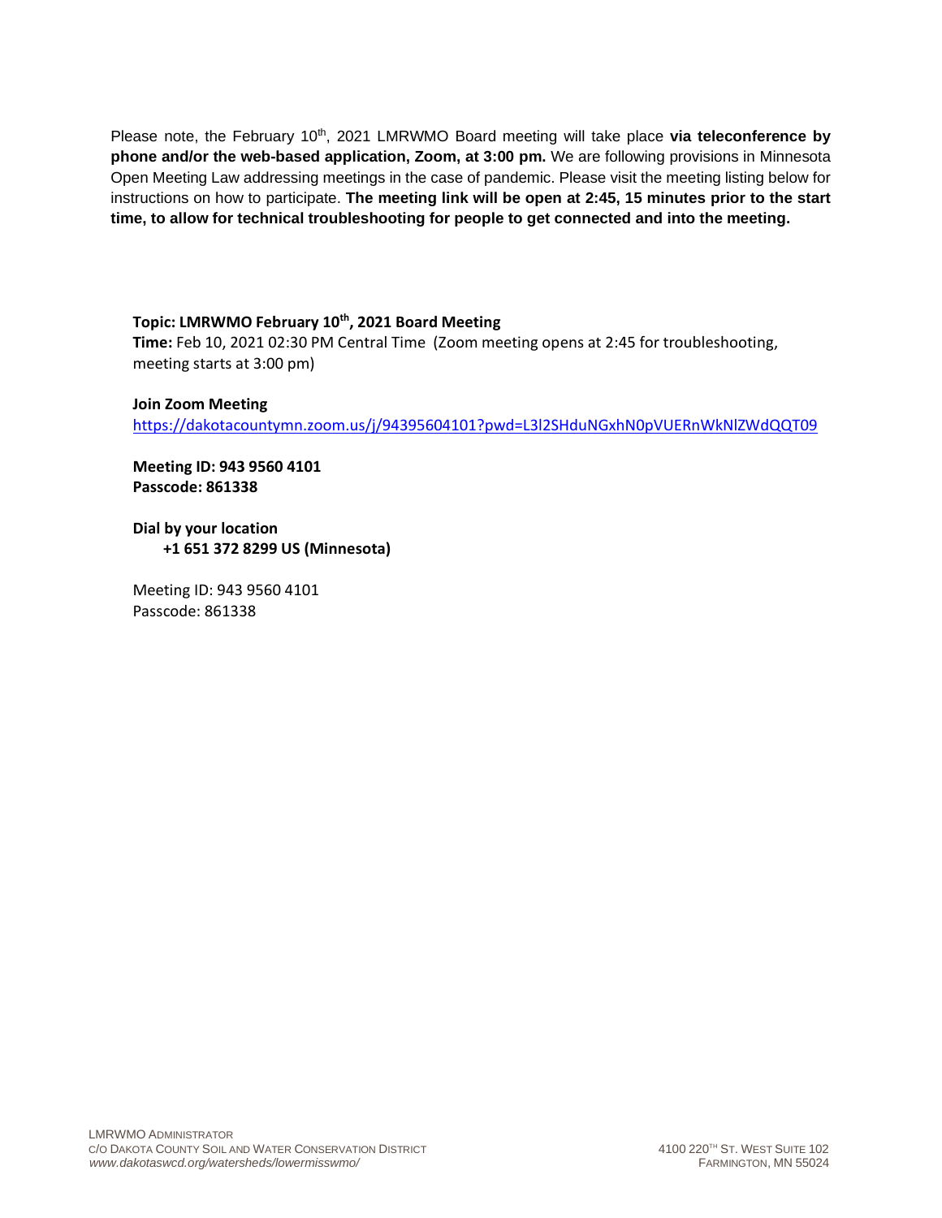Please note, the February 10th, 2021 LMRWMO Board meeting will take place **via teleconference by phone and/or the web-based application, Zoom, at 3:00 pm.** We are following provisions in Minnesota Open Meeting Law addressing meetings in the case of pandemic. Please visit the meeting listing below for instructions on how to participate. **The meeting link will be open at 2:45, 15 minutes prior to the start time, to allow for technical troubleshooting for people to get connected and into the meeting.**

**Topic: LMRWMO February 10th, 2021 Board Meeting**
**Time:** Feb 10, 2021 02:30 PM Central Time (Zoom meeting opens at 2:45 for troubleshooting, meeting starts at 3:00 pm)

**Join Zoom Meeting**
https://dakotacountymn.zoom.us/j/94395604101?pwd=L3l2SHduNGxhN0pVUERnWkNlZWdQQT09

**Meeting ID: 943 9560 4101**
**Passcode: 861338**

**Dial by your location**
**+1 651 372 8299 US (Minnesota)**

Meeting ID: 943 9560 4101
Passcode: 861338

LMRWMO Administrator
c/o Dakota County Soil and Water Conservation District
*www.dakotaswcd.org/watersheds/lowermisswmo/*

4100 220th St. West Suite 102
Farmington, MN 55024